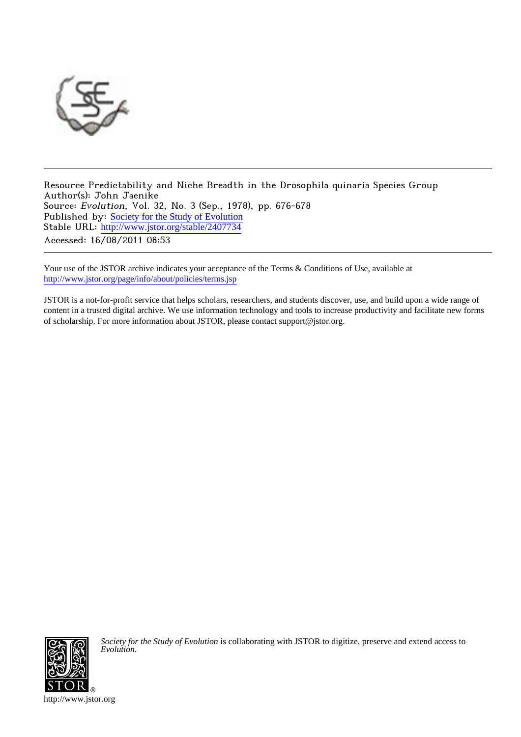Resource Predictability and Niche Breadth in the Drosophila quinaria Species Group
Author(s): John Jaenike
Source: *Evolution*, Vol. 32, No. 3 (Sep., 1978), pp. 676-678
Published by: Society for the Study of Evolution
Stable URL: http://www.jstor.org/stable/2407734
Accessed: 16/08/2011 08:53

---

Your use of the JSTOR archive indicates your acceptance of the Terms & Conditions of Use, available at
http://www.jstor.org/page/info/about/policies/terms.jsp

JSTOR is a not-for-profit service that helps scholars, researchers, and students discover, use, and build upon a wide range of content in a trusted digital archive. We use information technology and tools to increase productivity and facilitate new forms of scholarship. For more information about JSTOR, please contact support@jstor.org.

*Society for the Study of Evolution* is collaborating with JSTOR to digitize, preserve and extend access to *Evolution.*

http://www.jstor.org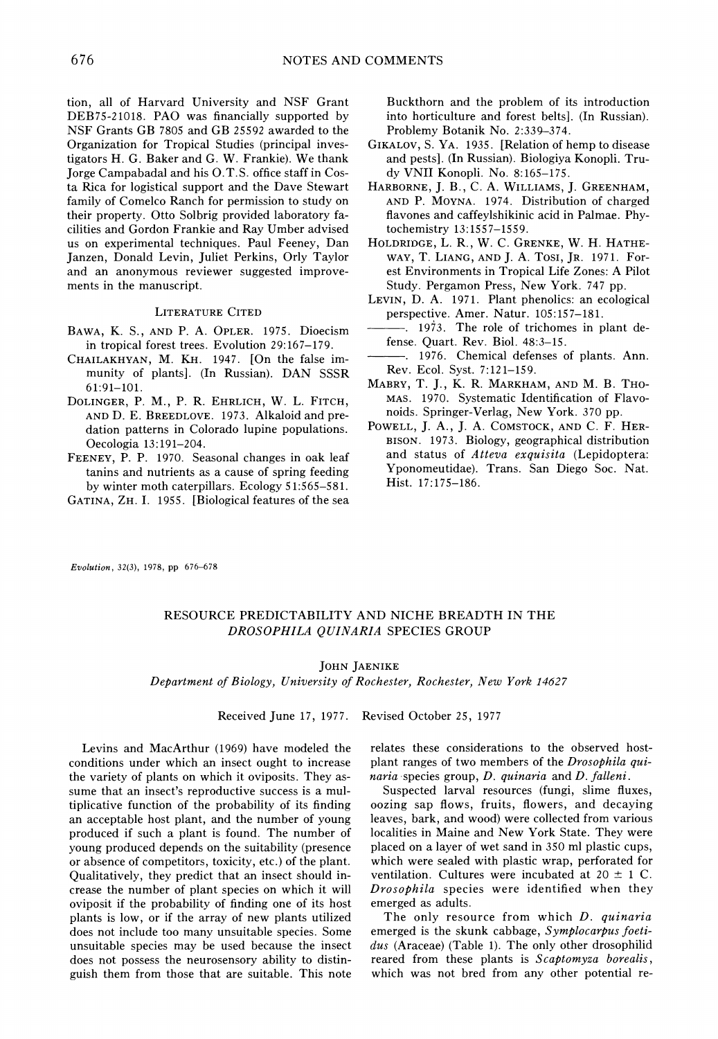tion, all of Harvard University and NSF Grant DEB75-21018. PAO was financially supported by NSF Grants GB 7805 and GB 25592 awarded to the Organization for Tropical Studies (principal investigators H. G. Baker and G. W. Frankie). We thank Jorge Campabadal and his O.T.S. office staff in Costa Rica for logistical support and the Dave Stewart family of Comelco Ranch for permission to study on their property. Otto Solbrig provided laboratory facilities and Gordon Frankie and Ray Umber advised us on experimental techniques. Paul Feeney, Dan Janzen, Donald Levin, Juliet Perkins, Orly Taylor and an anonymous reviewer suggested improvements in the manuscript.

### Literature Cited

BAWA, K. S., AND P. A. OPLER. 1975. Dioecism in tropical forest trees. Evolution 29:167–179.

CHAILAKHYAN, M. KH. 1947. [On the false immunity of plants]. (In Russian). DAN SSSR 61:91–101.

DOLINGER, P. M., P. R. EHRLICH, W. L. FITCH, AND D. E. BREEDLOVE. 1973. Alkaloid and predation patterns in Colorado lupine populations. Oecologia 13:191–204.

FEENEY, P. P. 1970. Seasonal changes in oak leaf tannins and nutrients as a cause of spring feeding by winter moth caterpillars. Ecology 51:565–581.

GATINA, ZH. I. 1955. [Biological features of the sea Buckthorn and the problem of its introduction into horticulture and forest belts]. (In Russian). Problemy Botanik No. 2:339–374.

GIKALOV, S. YA. 1935. [Relation of hemp to disease and pests]. (In Russian). Biologiya Konopli. Trudy VNII Konopli. No. 8:165–175.

HARBORNE, J. B., C. A. WILLIAMS, J. GREENHAM, AND P. MOYNA. 1974. Distribution of charged flavones and caffeylshikinic acid in Palmae. Phytochemistry 13:1557–1559.

HOLDRIDGE, L. R., W. C. GRENKE, W. H. HATHEWAY, T. LIANG, AND J. A. TOSI, JR. 1971. Forest Environments in Tropical Life Zones: A Pilot Study. Pergamon Press, New York. 747 pp.

LEVIN, D. A. 1971. Plant phenolics: an ecological perspective. Amer. Natur. 105:157–181.

———. 1973. The role of trichomes in plant defense. Quart. Rev. Biol. 48:3–15.

———. 1976. Chemical defenses of plants. Ann. Rev. Ecol. Syst. 7:121–159.

MABRY, T. J., K. R. MARKHAM, AND M. B. THOMAS. 1970. Systematic Identification of Flavonoids. Springer-Verlag, New York. 370 pp.

POWELL, J. A., J. A. COMSTOCK, AND C. F. HERBISON. 1973. Biology, geographical distribution and status of *Atteva exquisita* (Lepidoptera: Yponomeutidae). Trans. San Diego Soc. Nat. Hist. 17:175–186.

*Evolution*, 32(3), 1978, pp 676–678

# RESOURCE PREDICTABILITY AND NICHE BREADTH IN THE *DROSOPHILA QUINARIA* SPECIES GROUP

JOHN JAENIKE

*Department of Biology, University of Rochester, Rochester, New York 14627*

Received June 17, 1977. Revised October 25, 1977

Levins and MacArthur (1969) have modeled the conditions under which an insect ought to increase the variety of plants on which it oviposits. They assume that an insect's reproductive success is a multiplicative function of the probability of its finding an acceptable host plant, and the number of young produced if such a plant is found. The number of young produced depends on the suitability (presence or absence of competitors, toxicity, etc.) of the plant. Qualitatively, they predict that an insect should increase the number of plant species on which it will oviposit if the probability of finding one of its host plants is low, or if the array of new plants utilized does not include too many unsuitable species. Some unsuitable species may be used because the insect does not possess the neurosensory ability to distinguish them from those that are suitable. This note relates these considerations to the observed host-plant ranges of two members of the *Drosophila quinaria* species group, *D. quinaria* and *D. falleni*.

Suspected larval resources (fungi, slime fluxes, oozing sap flows, fruits, flowers, and decaying leaves, bark, and wood) were collected from various localities in Maine and New York State. They were placed on a layer of wet sand in 350 ml plastic cups, which were sealed with plastic wrap, perforated for ventilation. Cultures were incubated at 20 ± 1 C. *Drosophila* species were identified when they emerged as adults.

The only resource from which *D. quinaria* emerged is the skunk cabbage, *Symplocarpus foetidus* (Araceae) (Table 1). The only other drosophilid reared from these plants is *Scaptomyza borealis*, which was not bred from any other potential re-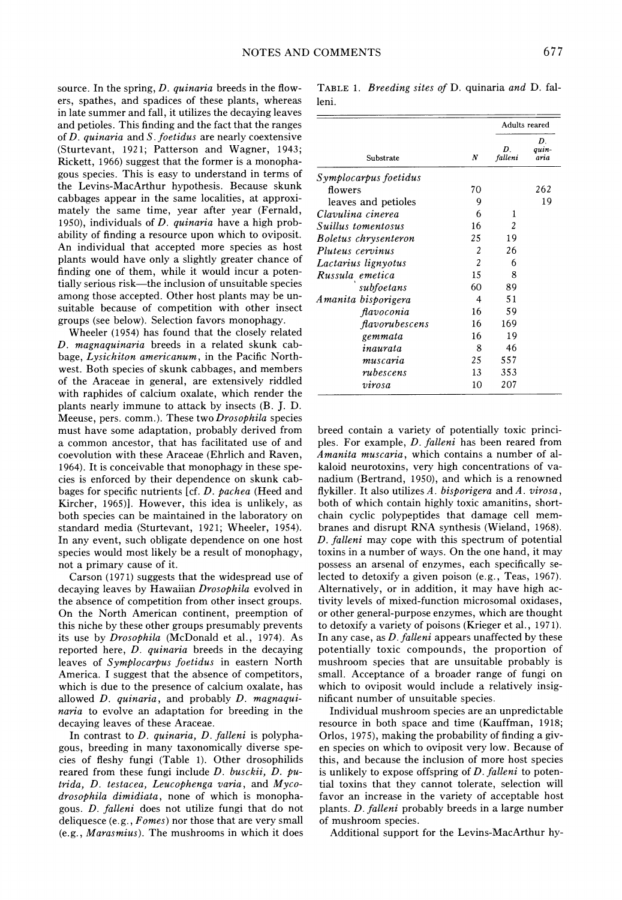source. In the spring, *D. quinaria* breeds in the flowers, spathes, and spadices of these plants, whereas in late summer and fall, it utilizes the decaying leaves and petioles. This finding and the fact that the ranges of *D. quinaria* and *S. foetidus* are nearly coextensive (Sturtevant, 1921; Patterson and Wagner, 1943; Rickett, 1966) suggest that the former is a monophagous species. This is easy to understand in terms of the Levins-MacArthur hypothesis. Because skunk cabbages appear in the same localities, at approximately the same time, year after year (Fernald, 1950), individuals of *D. quinaria* have a high probability of finding a resource upon which to oviposit. An individual that accepted more species as host plants would have only a slightly greater chance of finding one of them, while it would incur a potentially serious risk—the inclusion of unsuitable species among those accepted. Other host plants may be unsuitable because of competition with other insect groups (see below). Selection favors monophagy.

Wheeler (1954) has found that the closely related *D. magnaquinaria* breeds in a related skunk cabbage, *Lysichiton americanum*, in the Pacific Northwest. Both species of skunk cabbages, and members of the Araceae in general, are extensively riddled with raphides of calcium oxalate, which render the plants nearly immune to attack by insects (B. J. D. Meeuse, pers. comm.). These two *Drosophila* species must have some adaptation, probably derived from a common ancestor, that has facilitated use of and coevolution with these Araceae (Ehrlich and Raven, 1964). It is conceivable that monophagy in these species is enforced by their dependence on skunk cabbages for specific nutrients [cf. *D. pachea* (Heed and Kircher, 1965)]. However, this idea is unlikely, as both species can be maintained in the laboratory on standard media (Sturtevant, 1921; Wheeler, 1954). In any event, such obligate dependence on one host species would most likely be a result of monophagy, not a primary cause of it.

Carson (1971) suggests that the widespread use of decaying leaves by Hawaiian *Drosophila* evolved in the absence of competition from other insect groups. On the North American continent, preemption of this niche by these other groups presumably prevents its use by *Drosophila* (McDonald et al., 1974). As reported here, *D. quinaria* breeds in the decaying leaves of *Symplocarpus foetidus* in eastern North America. I suggest that the absence of competitors, which is due to the presence of calcium oxalate, has allowed *D. quinaria*, and probably *D. magnaquinaria* to evolve an adaptation for breeding in the decaying leaves of these Araceae.

In contrast to *D. quinaria*, *D. falleni* is polyphagous, breeding in many taxonomically diverse species of fleshy fungi (Table 1). Other drosophilids reared from these fungi include *D. busckii*, *D. putrida*, *D. testacea*, *Leucophenga varia*, and *Mycodrosophila dimidiata*, none of which is monophagous. *D. falleni* does not utilize fungi that do not deliquesce (e.g., *Fomes*) nor those that are very small (e.g., *Marasmius*). The mushrooms in which it does breed contain a variety of potentially toxic principles. For example, *D. falleni* has been reared from *Amanita muscaria*, which contains a number of alkaloid neurotoxins, very high concentrations of vanadium (Bertrand, 1950), and which is a renowned flykiller. It also utilizes *A. bisporigera* and *A. virosa*, both of which contain highly toxic amanitins, short-chain cyclic polypeptides that damage cell membranes and disrupt RNA synthesis (Wieland, 1968). *D. falleni* may cope with this spectrum of potential toxins in a number of ways. On the one hand, it may possess an arsenal of enzymes, each specifically selected to detoxify a given poison (e.g., Teas, 1967). Alternatively, or in addition, it may have high activity levels of mixed-function microsomal oxidases, or other general-purpose enzymes, which are thought to detoxify a variety of poisons (Krieger et al., 1971). In any case, as *D. falleni* appears unaffected by these potentially toxic compounds, the proportion of mushroom species that are unsuitable probably is small. Acceptance of a broader range of fungi on which to oviposit would include a relatively insignificant number of unsuitable species.

Individual mushroom species are an unpredictable resource in both space and time (Kauffman, 1918; Orlos, 1975), making the probability of finding a given species on which to oviposit very low. Because of this, and because the inclusion of more host species is unlikely to expose offspring of *D. falleni* to potential toxins that they cannot tolerate, selection will favor an increase in the variety of acceptable host plants. *D. falleni* probably breeds in a large number of mushroom species.

Additional support for the Levins-MacArthur hy-

TABLE 1. *Breeding sites of* D. quinaria *and* D. falleni.

| Substrate | $N$ | Adults reared | |
|---|---|---|---|
| | | *D. falleni* | *D. quinaria* |
| *Symplocarpus foetidus* | | | |
| flowers | 70 | | 262 |
| leaves and petioles | 9 | | 19 |
| *Clavulina cinerea* | 6 | 1 | |
| *Suillus tomentosus* | 16 | 2 | |
| *Boletus chrysenteron* | 25 | 19 | |
| *Pluteus cervinus* | 2 | 26 | |
| *Lactarius lignyotus* | 2 | 6 | |
| *Russula emetica* | 15 | 8 | |
| *subfoetans* | 60 | 89 | |
| *Amanita bisporigera* | 4 | 51 | |
| *flavoconia* | 16 | 59 | |
| *flavorubescens* | 16 | 169 | |
| *gemmata* | 16 | 19 | |
| *inaurata* | 8 | 46 | |
| *muscaria* | 25 | 557 | |
| *rubescens* | 13 | 353 | |
| *virosa* | 10 | 207 | |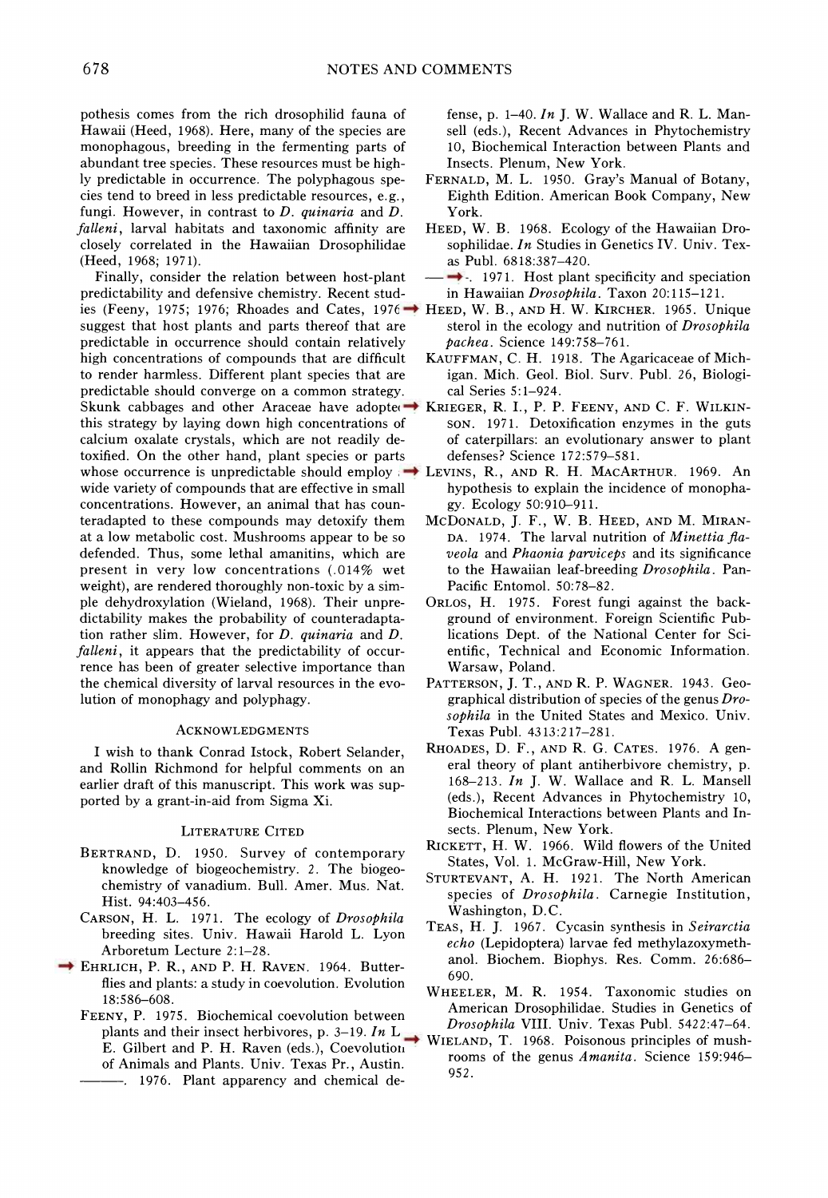pothesis comes from the rich drosophilid fauna of Hawaii (Heed, 1968). Here, many of the species are monophagous, breeding in the fermenting parts of abundant tree species. These resources must be highly predictable in occurrence. The polyphagous species tend to breed in less predictable resources, e.g., fungi. However, in contrast to *D. quinaria* and *D. falleni*, larval habitats and taxonomic affinity are closely correlated in the Hawaiian Drosophilidae (Heed, 1968; 1971).

Finally, consider the relation between host-plant predictability and defensive chemistry. Recent studies (Feeny, 1975; 1976; Rhoades and Cates, 1976) suggest that host plants and parts thereof that are predictable in occurrence should contain relatively high concentrations of compounds that are difficult to render harmless. Different plant species that are predictable should converge on a common strategy. Skunk cabbages and other Araceae have adopted this strategy by laying down high concentrations of calcium oxalate crystals, which are not readily detoxified. On the other hand, plant species or parts whose occurrence is unpredictable should employ a wide variety of compounds that are effective in small concentrations. However, an animal that has counteradapted to these compounds may detoxify them at a low metabolic cost. Mushrooms appear to be so defended. Thus, some lethal amanitins, which are present in very low concentrations (.014% wet weight), are rendered thoroughly non-toxic by a simple dehydroxylation (Wieland, 1968). Their unpredictability makes the probability of counteradaptation rather slim. However, for *D. quinaria* and *D. falleni*, it appears that the predictability of occurrence has been of greater selective importance than the chemical diversity of larval resources in the evolution of monophagy and polyphagy.

## Acknowledgments

I wish to thank Conrad Istock, Robert Selander, and Rollin Richmond for helpful comments on an earlier draft of this manuscript. This work was supported by a grant-in-aid from Sigma Xi.

## Literature Cited

Bertrand, D. 1950. Survey of contemporary knowledge of biogeochemistry. 2. The biogeochemistry of vanadium. Bull. Amer. Mus. Nat. Hist. 94:403–456.

Carson, H. L. 1971. The ecology of *Drosophila* breeding sites. Univ. Hawaii Harold L. Lyon Arboretum Lecture 2:1–28.

Ehrlich, P. R., and P. H. Raven. 1964. Butterflies and plants: a study in coevolution. Evolution 18:586–608.

Feeny, P. 1975. Biochemical coevolution between plants and their insect herbivores, p. 3–19. *In* L. E. Gilbert and P. H. Raven (eds.), Coevolution of Animals and Plants. Univ. Texas Pr., Austin.

———. 1976. Plant apparency and chemical defense, p. 1–40. *In* J. W. Wallace and R. L. Mansell (eds.), Recent Advances in Phytochemistry 10, Biochemical Interaction between Plants and Insects. Plenum, New York.

Fernald, M. L. 1950. Gray's Manual of Botany, Eighth Edition. American Book Company, New York.

Heed, W. B. 1968. Ecology of the Hawaiian Drosophilidae. *In* Studies in Genetics IV. Univ. Texas Publ. 6818:387–420.

———. 1971. Host plant specificity and speciation in Hawaiian *Drosophila*. Taxon 20:115–121.

Heed, W. B., and H. W. Kircher. 1965. Unique sterol in the ecology and nutrition of *Drosophila pachea*. Science 149:758–761.

Kauffman, C. H. 1918. The Agaricaceae of Michigan. Mich. Geol. Biol. Surv. Publ. 26, Biological Series 5:1–924.

Krieger, R. I., P. P. Feeny, and C. F. Wilkinson. 1971. Detoxification enzymes in the guts of caterpillars: an evolutionary answer to plant defenses? Science 172:579–581.

Levins, R., and R. H. MacArthur. 1969. An hypothesis to explain the incidence of monophagy. Ecology 50:910–911.

McDonald, J. F., W. B. Heed, and M. Miranda. 1974. The larval nutrition of *Minettia flaveola* and *Phaonia parviceps* and its significance to the Hawaiian leaf-breeding *Drosophila*. Pan-Pacific Entomol. 50:78–82.

Orlos, H. 1975. Forest fungi against the background of environment. Foreign Scientific Publications Dept. of the National Center for Scientific, Technical and Economic Information. Warsaw, Poland.

Patterson, J. T., and R. P. Wagner. 1943. Geographical distribution of species of the genus *Drosophila* in the United States and Mexico. Univ. Texas Publ. 4313:217–281.

Rhoades, D. F., and R. G. Cates. 1976. A general theory of plant antiherbivore chemistry, p. 168–213. *In* J. W. Wallace and R. L. Mansell (eds.), Recent Advances in Phytochemistry 10, Biochemical Interactions between Plants and Insects. Plenum, New York.

Rickett, H. W. 1966. Wild flowers of the United States, Vol. 1. McGraw-Hill, New York.

Sturtevant, A. H. 1921. The North American species of *Drosophila*. Carnegie Institution, Washington, D.C.

Teas, H. J. 1967. Cycasin synthesis in *Seirarctia echo* (Lepidoptera) larvae fed methylazoxymethanol. Biochem. Biophys. Res. Comm. 26:686–690.

Wheeler, M. R. 1954. Taxonomic studies on American Drosophilidae. Studies in Genetics of *Drosophila* VIII. Univ. Texas Publ. 5422:47–64.

Wieland, T. 1968. Poisonous principles of mushrooms of the genus *Amanita*. Science 159:946–952.